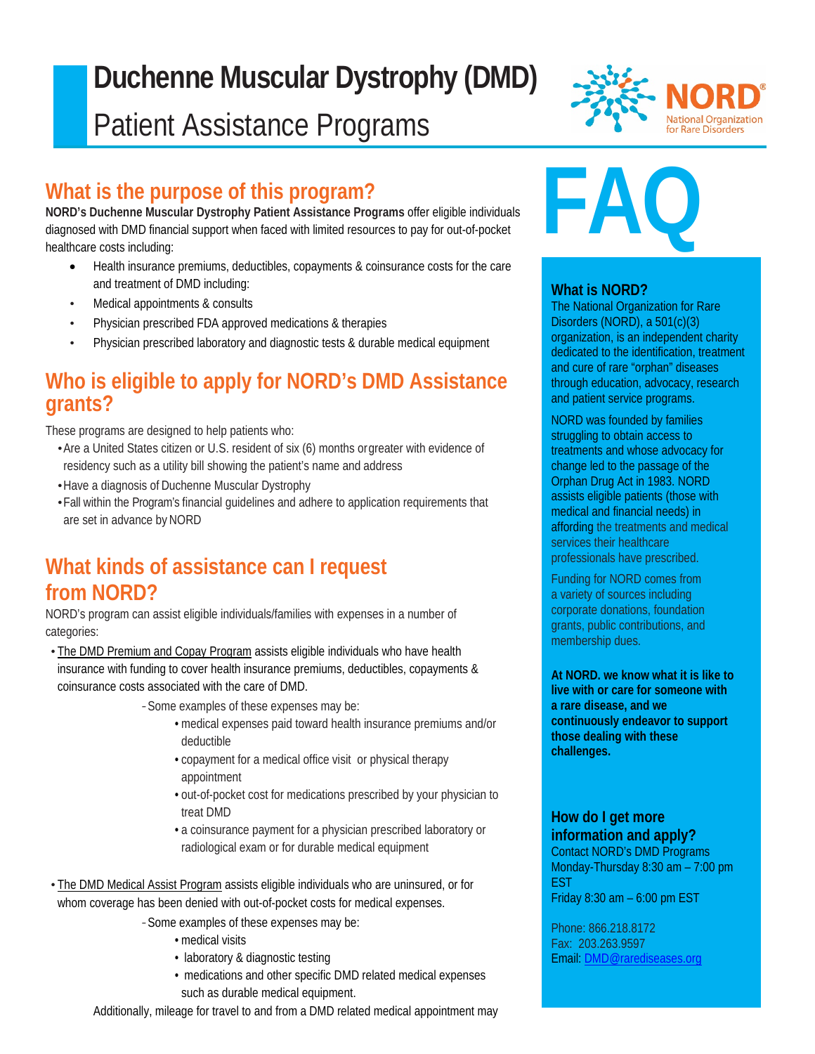# Duchenne Muscular Dystrophy (DMD)

Patient Assistance Programs

NORD® National Organization for Rare Disorders

## What is the purpose of this program?

**NORD's Duchenne Muscular Dystrophy Patient Assistance Programs** offer eligible individuals diagnosed with DMD financial support when faced with limited resources to pay for out-of-pocket healthcare costs including:

- Health insurance premiums, deductibles, copayments & coinsurance costs for the care and treatment of DMD including:
- Medical appointments & consults
- Physician prescribed FDA approved medications & therapies
- Physician prescribed laboratory and diagnostic tests & durable medical equipment

## Who is eligible to apply for NORD's DMD Assistance grants?

These programs are designed to help patients who:

- Are a United States citizen or U.S. resident of six (6) months or greater with evidence of residency such as a utility bill showing the patient's name and address
- Have a diagnosis of Duchenne Muscular Dystrophy
- Fall within the Program's financial guidelines and adhere to application requirements that are set in advance by NORD

## What kinds of assistance can I request from NORD?

NORD's program can assist eligible individuals/families with expenses in a number of categories:

- The DMD Premium and Copay Program assists eligible individuals who have health insurance with funding to cover health insurance premiums, deductibles, copayments & coinsurance costs associated with the care of DMD.
  - Some examples of these expenses may be:
    - medical expenses paid toward health insurance premiums and/or deductible
    - copayment for a medical office visit or physical therapy appointment
    - out-of-pocket cost for medications prescribed by your physician to treat DMD
    - a coinsurance payment for a physician prescribed laboratory or radiological exam or for durable medical equipment

- The DMD Medical Assist Program assists eligible individuals who are uninsured, or for whom coverage has been denied with out-of-pocket costs for medical expenses.
  - Some examples of these expenses may be:
    - medical visits
    - laboratory & diagnostic testing
    - medications and other specific DMD related medical expenses such as durable medical equipment.

Additionally, mileage for travel to and from a DMD related medical appointment may

# FAQ

### What is NORD?

The National Organization for Rare Disorders (NORD), a 501(c)(3) organization, is an independent charity dedicated to the identification, treatment and cure of rare "orphan" diseases through education, advocacy, research and patient service programs.

NORD was founded by families struggling to obtain access to treatments and whose advocacy for change led to the passage of the Orphan Drug Act in 1983. NORD assists eligible patients (those with medical and financial needs) in affording the treatments and medical services their healthcare professionals have prescribed.

Funding for NORD comes from a variety of sources including corporate donations, foundation grants, public contributions, and membership dues.

**At NORD. we know what it is like to live with or care for someone with a rare disease, and we continuously endeavor to support those dealing with these challenges.**

### How do I get more information and apply?

Contact NORD's DMD Programs
Monday-Thursday 8:30 am – 7:00 pm EST
Friday 8:30 am – 6:00 pm EST

Phone: 866.218.8172
Fax: 203.263.9597
Email: DMD@rarediseases.org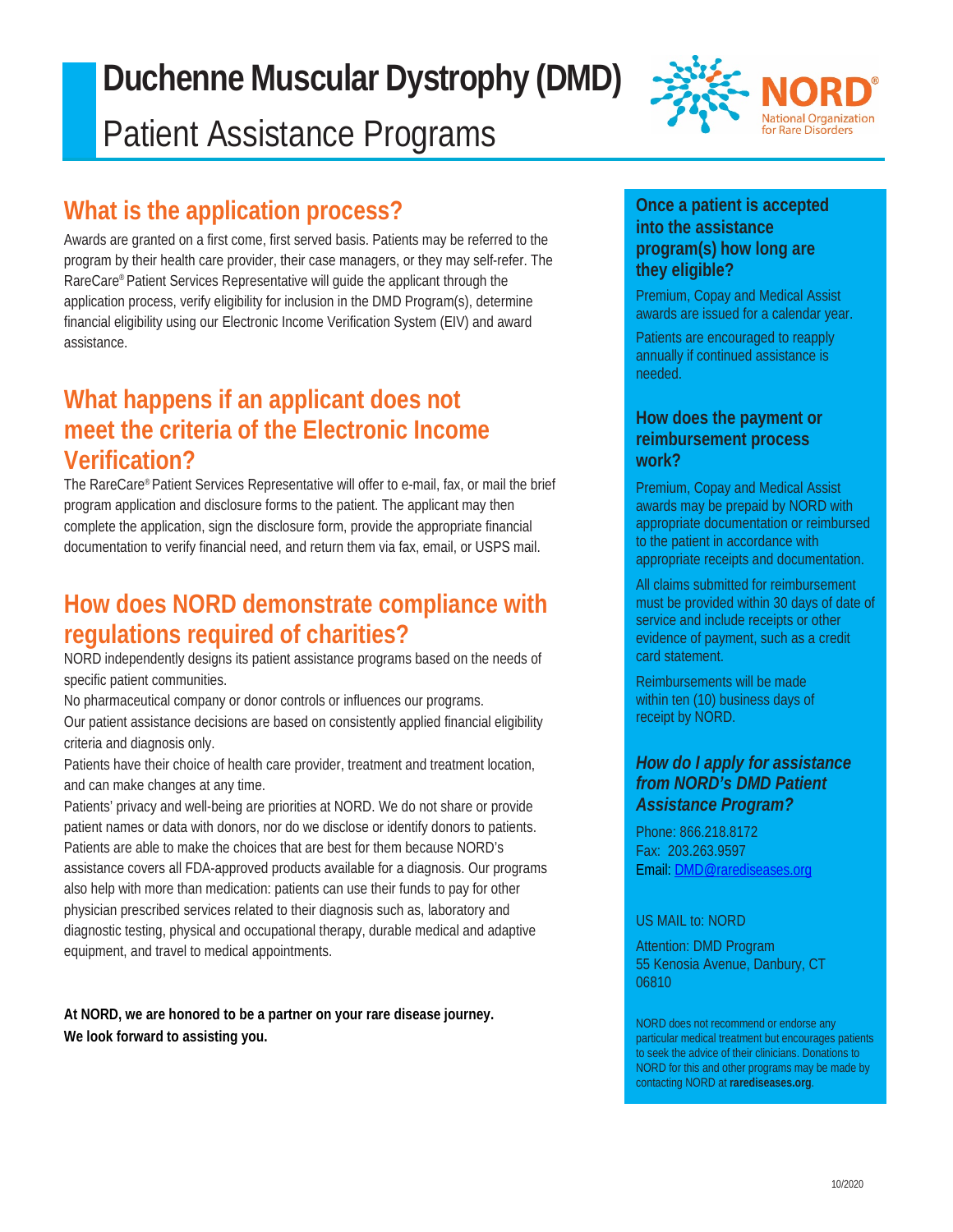# Duchenne Muscular Dystrophy (DMD)

Patient Assistance Programs

## What is the application process?

Awards are granted on a first come, first served basis. Patients may be referred to the program by their health care provider, their case managers, or they may self-refer. The RareCare® Patient Services Representative will guide the applicant through the application process, verify eligibility for inclusion in the DMD Program(s), determine financial eligibility using our Electronic Income Verification System (EIV) and award assistance.

## What happens if an applicant does not meet the criteria of the Electronic Income Verification?

The RareCare® Patient Services Representative will offer to e-mail, fax, or mail the brief program application and disclosure forms to the patient. The applicant may then complete the application, sign the disclosure form, provide the appropriate financial documentation to verify financial need, and return them via fax, email, or USPS mail.

## How does NORD demonstrate compliance with regulations required of charities?

NORD independently designs its patient assistance programs based on the needs of specific patient communities.

No pharmaceutical company or donor controls or influences our programs.

Our patient assistance decisions are based on consistently applied financial eligibility criteria and diagnosis only.

Patients have their choice of health care provider, treatment and treatment location, and can make changes at any time.

Patients' privacy and well-being are priorities at NORD. We do not share or provide patient names or data with donors, nor do we disclose or identify donors to patients.

Patients are able to make the choices that are best for them because NORD's assistance covers all FDA-approved products available for a diagnosis. Our programs also help with more than medication: patients can use their funds to pay for other physician prescribed services related to their diagnosis such as, laboratory and diagnostic testing, physical and occupational therapy, durable medical and adaptive equipment, and travel to medical appointments.

**At NORD, we are honored to be a partner on your rare disease journey. We look forward to assisting you.**

### Once a patient is accepted into the assistance program(s) how long are they eligible?

Premium, Copay and Medical Assist awards are issued for a calendar year.

Patients are encouraged to reapply annually if continued assistance is needed.

### How does the payment or reimbursement process work?

Premium, Copay and Medical Assist awards may be prepaid by NORD with appropriate documentation or reimbursed to the patient in accordance with appropriate receipts and documentation.

All claims submitted for reimbursement must be provided within 30 days of date of service and include receipts or other evidence of payment, such as a credit card statement.

Reimbursements will be made within ten (10) business days of receipt by NORD.

### *How do I apply for assistance from NORD's DMD Patient Assistance Program?*

Phone: 866.218.8172
Fax: 203.263.9597
Email: DMD@rarediseases.org

US MAIL to: NORD

Attention: DMD Program
55 Kenosia Avenue, Danbury, CT 06810

NORD does not recommend or endorse any particular medical treatment but encourages patients to seek the advice of their clinicians. Donations to NORD for this and other programs may be made by contacting NORD at **rarediseases.org**.

10/2020